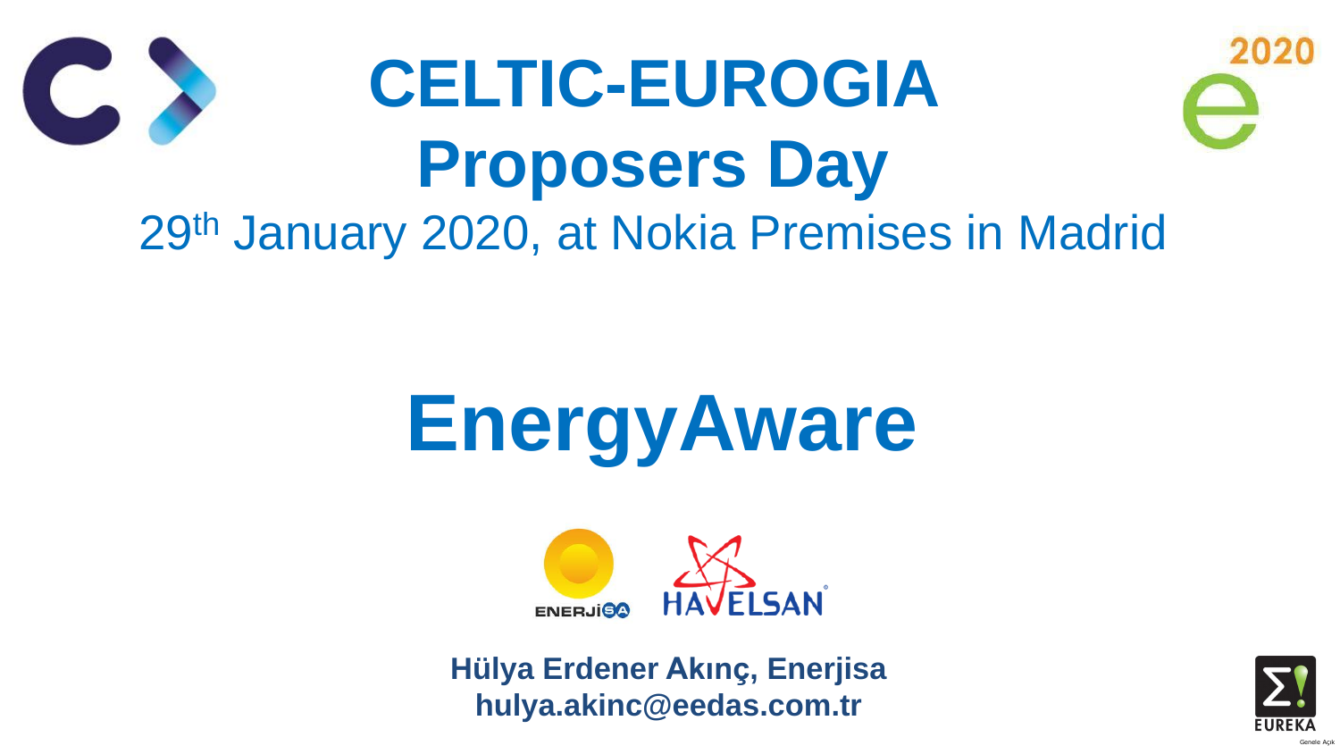# CELTIC-EUROGIA Proposers Day

29th January 2020, at Nokia Premises in Madrid

# EnergyAware

**Hülya Erdener Akınç, Enerjisa**
**hulya.akinc@eedas.com.tr**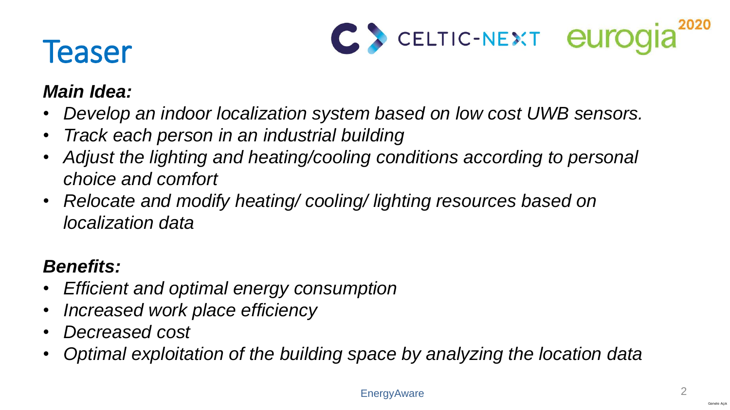# Teaser

***Main Idea:***

- *Develop an indoor localization system based on low cost UWB sensors.*
- *Track each person in an industrial building*
- *Adjust the lighting and heating/cooling conditions according to personal choice and comfort*
- *Relocate and modify heating/ cooling/ lighting resources based on localization data*

***Benefits:***

- *Efficient and optimal energy consumption*
- *Increased work place efficiency*
- *Decreased cost*
- *Optimal exploitation of the building space by analyzing the location data*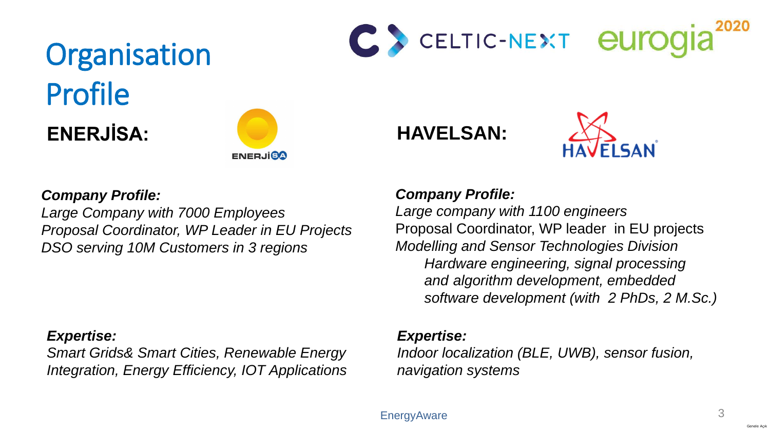# Organisation Profile

## ENERJİSA:

***Company Profile:***
*Large Company with 7000 Employees*
*Proposal Coordinator, WP Leader in EU Projects*
*DSO serving 10M Customers in 3 regions*

***Expertise:***
*Smart Grids& Smart Cities, Renewable Energy Integration, Energy Efficiency, IOT Applications*

## HAVELSAN:

***Company Profile:***
*Large company with 1100 engineers*
Proposal Coordinator, WP leader in EU projects
*Modelling and Sensor Technologies Division*
*Hardware engineering, signal processing and algorithm development, embedded software development (with 2 PhDs, 2 M.Sc.)*

***Expertise:***
*Indoor localization (BLE, UWB), sensor fusion, navigation systems*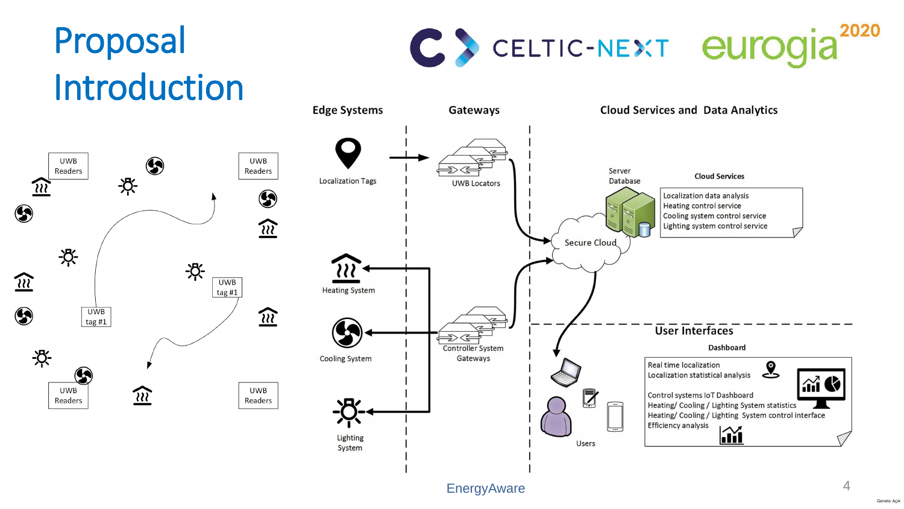# Proposal Introduction

CELTIC-NEXT eurogia 2020

Edge Systems | Gateways | Cloud Services and Data Analytics

UWB Readers

UWB Readers

UWB tag #1

UWB tag #1

UWB Readers

UWB Readers

Localization Tags

UWB Locators

Heating System

Cooling System

Controller System Gateways

Lighting System

Server Database

Secure Cloud

**Cloud Services**

- Localization data analysis
- Heating control service
- Cooling system control service
- Lighting system control service

## User Interfaces

Users

**Dashboard**

- Real time localization
- Localization statistical analysis
- Control systems IoT Dashboard
- Heating/ Cooling / Lighting System statistics
- Heating/ Cooling / Lighting System control interface
- Efficiency analysis

EnergyAware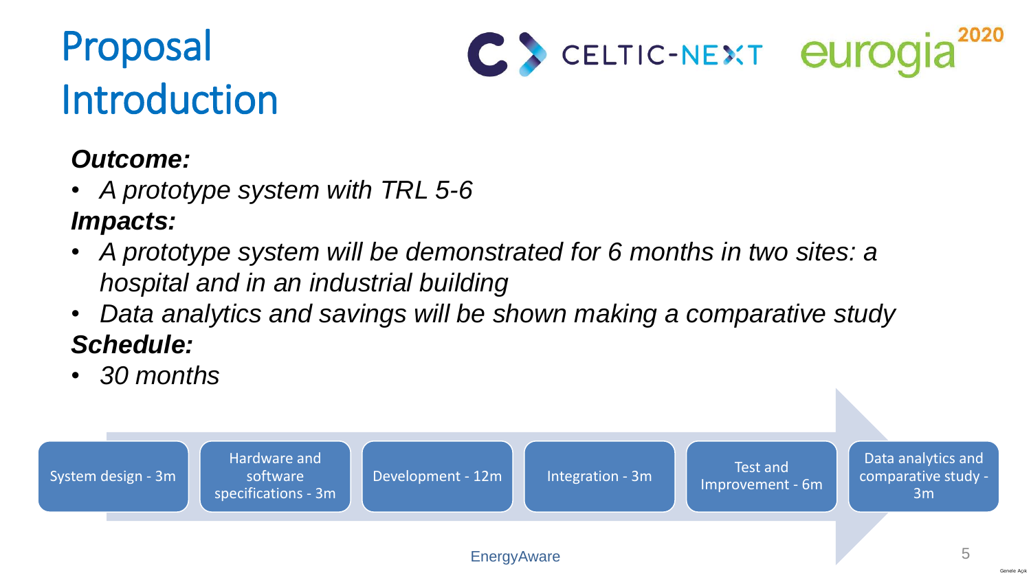# Proposal Introduction

***Outcome:***

- *A prototype system with TRL 5-6*

***Impacts:***

- *A prototype system will be demonstrated for 6 months in two sites: a hospital and in an industrial building*
- *Data analytics and savings will be shown making a comparative study*

***Schedule:***

- *30 months*

System design - 3m → Hardware and software specifications - 3m → Development - 12m → Integration - 3m → Test and Improvement - 6m → Data analytics and comparative study - 3m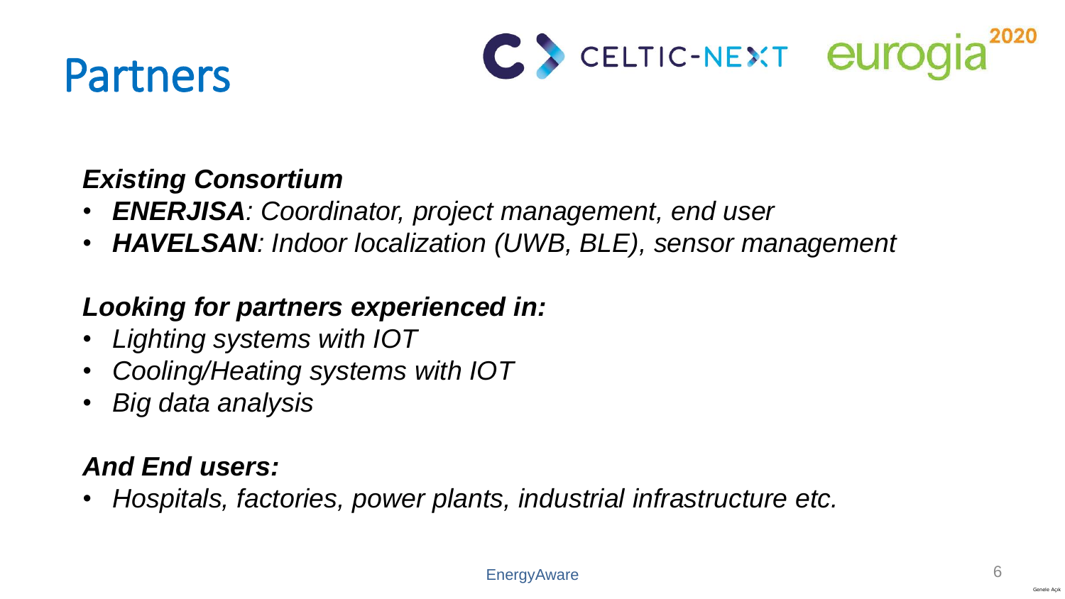# Partners

***Existing Consortium***

- ***ENERJISA****: Coordinator, project management, end user*
- ***HAVELSAN****: Indoor localization (UWB, BLE), sensor management*

***Looking for partners experienced in:***

- *Lighting systems with IOT*
- *Cooling/Heating systems with IOT*
- *Big data analysis*

***And End users:***

- *Hospitals, factories, power plants, industrial infrastructure etc.*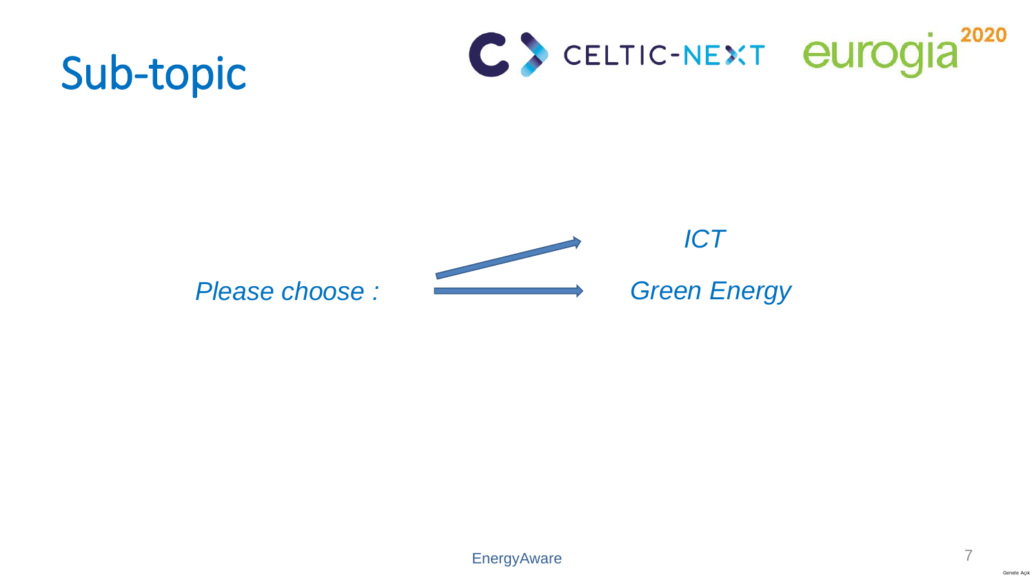# Sub-topic

*Please choose :*

- *ICT*
- *Green Energy*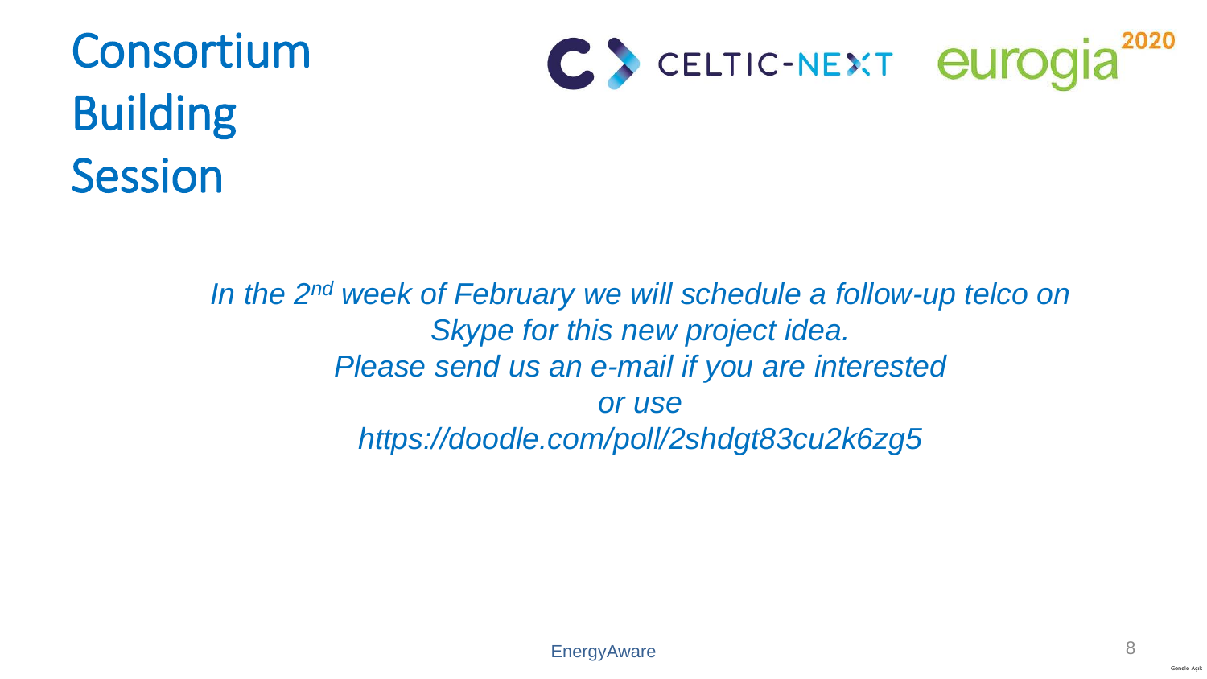# Consortium Building Session

*In the 2nd week of February we will schedule a follow-up telco on Skype for this new project idea.*
*Please send us an e-mail if you are interested*
*or use*
*https://doodle.com/poll/2shdgt83cu2k6zg5*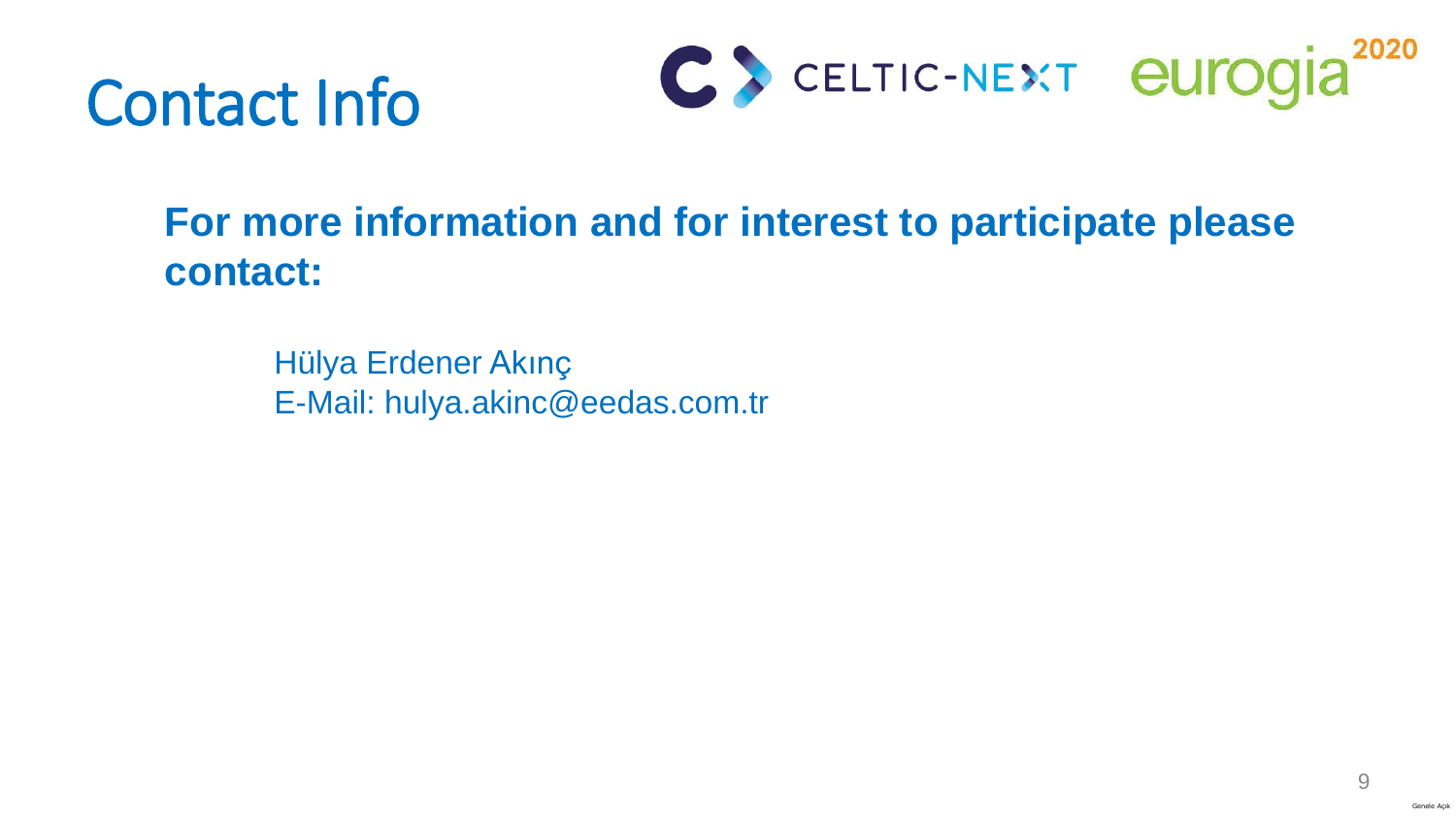# Contact Info

**For more information and for interest to participate please contact:**

Hülya Erdener Akınç
E-Mail: hulya.akinc@eedas.com.tr